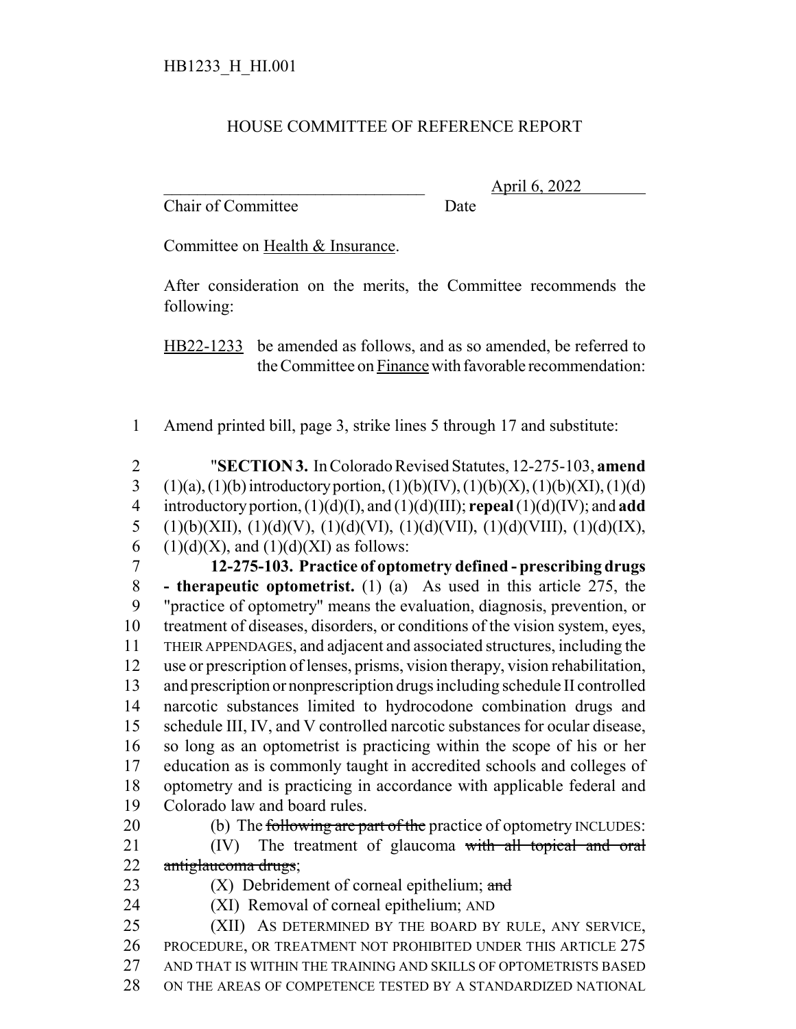HB1233_H_HI.001

# HOUSE COMMITTEE OF REFERENCE REPORT

_______________________________ April 6, 2022
Chair of Committee Date

Committee on Health & Insurance.

After consideration on the merits, the Committee recommends the following:

HB22-1233 be amended as follows, and as so amended, be referred to the Committee on Finance with favorable recommendation:

1 Amend printed bill, page 3, strike lines 5 through 17 and substitute:

2 "**SECTION 3.** In Colorado Revised Statutes, 12-275-103, **amend**
3 (1)(a), (1)(b) introductory portion, (1)(b)(IV), (1)(b)(X), (1)(b)(XI), (1)(d)
4 introductory portion, (1)(d)(I), and (1)(d)(III); **repeal** (1)(d)(IV); and **add**
5 (1)(b)(XII), (1)(d)(V), (1)(d)(VI), (1)(d)(VII), (1)(d)(VIII), (1)(d)(IX),
6 (1)(d)(X), and (1)(d)(XI) as follows:

7 **12-275-103. Practice of optometry defined - prescribing drugs**
8 **- therapeutic optometrist.** (1) (a) As used in this article 275, the
9 "practice of optometry" means the evaluation, diagnosis, prevention, or
10 treatment of diseases, disorders, or conditions of the vision system, eyes,
11 THEIR APPENDAGES, and adjacent and associated structures, including the
12 use or prescription of lenses, prisms, vision therapy, vision rehabilitation,
13 and prescription or nonprescription drugs including schedule II controlled
14 narcotic substances limited to hydrocodone combination drugs and
15 schedule III, IV, and V controlled narcotic substances for ocular disease,
16 so long as an optometrist is practicing within the scope of his or her
17 education as is commonly taught in accredited schools and colleges of
18 optometry and is practicing in accordance with applicable federal and
19 Colorado law and board rules.

20 (b) The ~~following are part of the~~ practice of optometry INCLUDES:

21 (IV) The treatment of glaucoma ~~with all topical and oral~~
22 ~~antiglaucoma drugs~~;

23 (X) Debridement of corneal epithelium; ~~and~~

24 (XI) Removal of corneal epithelium; AND

25 (XII) AS DETERMINED BY THE BOARD BY RULE, ANY SERVICE,
26 PROCEDURE, OR TREATMENT NOT PROHIBITED UNDER THIS ARTICLE 275
27 AND THAT IS WITHIN THE TRAINING AND SKILLS OF OPTOMETRISTS BASED
28 ON THE AREAS OF COMPETENCE TESTED BY A STANDARDIZED NATIONAL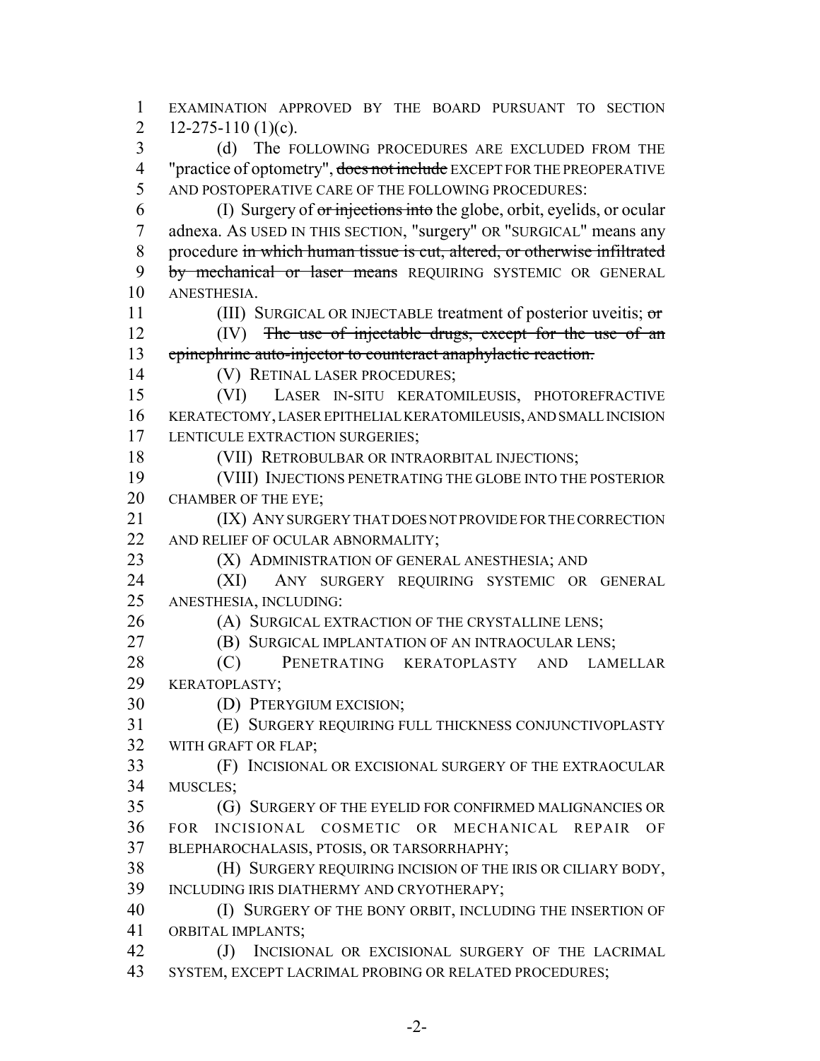EXAMINATION APPROVED BY THE BOARD PURSUANT TO SECTION 12-275-110 (1)(c).

(d) The FOLLOWING PROCEDURES ARE EXCLUDED FROM THE "practice of optometry", ~~does not include~~ EXCEPT FOR THE PREOPERATIVE AND POSTOPERATIVE CARE OF THE FOLLOWING PROCEDURES:

(I) Surgery of ~~or injections into~~ the globe, orbit, eyelids, or ocular adnexa. AS USED IN THIS SECTION, "surgery" OR "SURGICAL" means any procedure ~~in which human tissue is cut, altered, or otherwise infiltrated by mechanical or laser means~~ REQUIRING SYSTEMIC OR GENERAL ANESTHESIA.

(III) SURGICAL OR INJECTABLE treatment of posterior uveitis; ~~or~~

(IV) ~~The use of injectable drugs, except for the use of an epinephrine auto-injector to counteract anaphylactic reaction.~~

(V) RETINAL LASER PROCEDURES;

(VI) LASER IN-SITU KERATOMILEUSIS, PHOTOREFRACTIVE KERATECTOMY, LASER EPITHELIAL KERATOMILEUSIS, AND SMALL INCISION LENTICULE EXTRACTION SURGERIES;

(VII) RETROBULBAR OR INTRAORBITAL INJECTIONS;

(VIII) INJECTIONS PENETRATING THE GLOBE INTO THE POSTERIOR CHAMBER OF THE EYE;

(IX) ANY SURGERY THAT DOES NOT PROVIDE FOR THE CORRECTION AND RELIEF OF OCULAR ABNORMALITY;

(X) ADMINISTRATION OF GENERAL ANESTHESIA; AND

(XI) ANY SURGERY REQUIRING SYSTEMIC OR GENERAL ANESTHESIA, INCLUDING:

(A) SURGICAL EXTRACTION OF THE CRYSTALLINE LENS;

(B) SURGICAL IMPLANTATION OF AN INTRAOCULAR LENS;

(C) PENETRATING KERATOPLASTY AND LAMELLAR KERATOPLASTY;

(D) PTERYGIUM EXCISION;

(E) SURGERY REQUIRING FULL THICKNESS CONJUNCTIVOPLASTY WITH GRAFT OR FLAP;

(F) INCISIONAL OR EXCISIONAL SURGERY OF THE EXTRAOCULAR MUSCLES;

(G) SURGERY OF THE EYELID FOR CONFIRMED MALIGNANCIES OR FOR INCISIONAL COSMETIC OR MECHANICAL REPAIR OF BLEPHAROCHALASIS, PTOSIS, OR TARSORRHAPHY;

(H) SURGERY REQUIRING INCISION OF THE IRIS OR CILIARY BODY, INCLUDING IRIS DIATHERMY AND CRYOTHERAPY;

(I) SURGERY OF THE BONY ORBIT, INCLUDING THE INSERTION OF ORBITAL IMPLANTS;

(J) INCISIONAL OR EXCISIONAL SURGERY OF THE LACRIMAL SYSTEM, EXCEPT LACRIMAL PROBING OR RELATED PROCEDURES;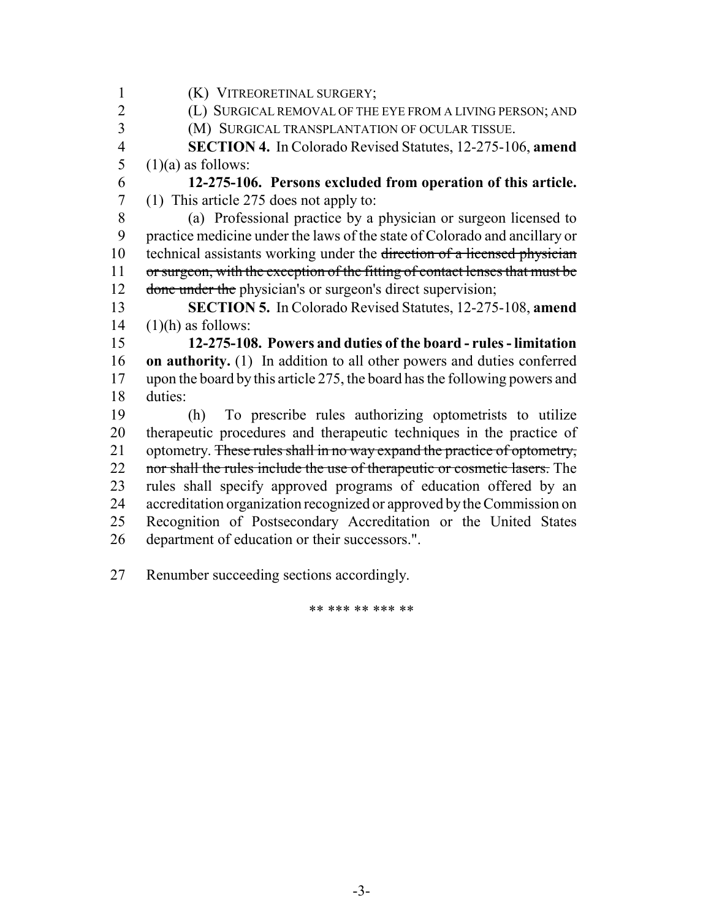(K) VITREORETINAL SURGERY;

(L) SURGICAL REMOVAL OF THE EYE FROM A LIVING PERSON; AND

(M) SURGICAL TRANSPLANTATION OF OCULAR TISSUE.

**SECTION 4.** In Colorado Revised Statutes, 12-275-106, **amend** (1)(a) as follows:

**12-275-106. Persons excluded from operation of this article.** (1) This article 275 does not apply to:

(a) Professional practice by a physician or surgeon licensed to practice medicine under the laws of the state of Colorado and ancillary or technical assistants working under the ~~direction of a licensed physician or surgeon, with the exception of the fitting of contact lenses that must be done under the~~ physician's or surgeon's direct supervision;

**SECTION 5.** In Colorado Revised Statutes, 12-275-108, **amend** (1)(h) as follows:

**12-275-108. Powers and duties of the board - rules - limitation on authority.** (1) In addition to all other powers and duties conferred upon the board by this article 275, the board has the following powers and duties:

(h) To prescribe rules authorizing optometrists to utilize therapeutic procedures and therapeutic techniques in the practice of optometry. ~~These rules shall in no way expand the practice of optometry, nor shall the rules include the use of therapeutic or cosmetic lasers.~~ The rules shall specify approved programs of education offered by an accreditation organization recognized or approved by the Commission on Recognition of Postsecondary Accreditation or the United States department of education or their successors.".

Renumber succeeding sections accordingly.

** *** ** *** **